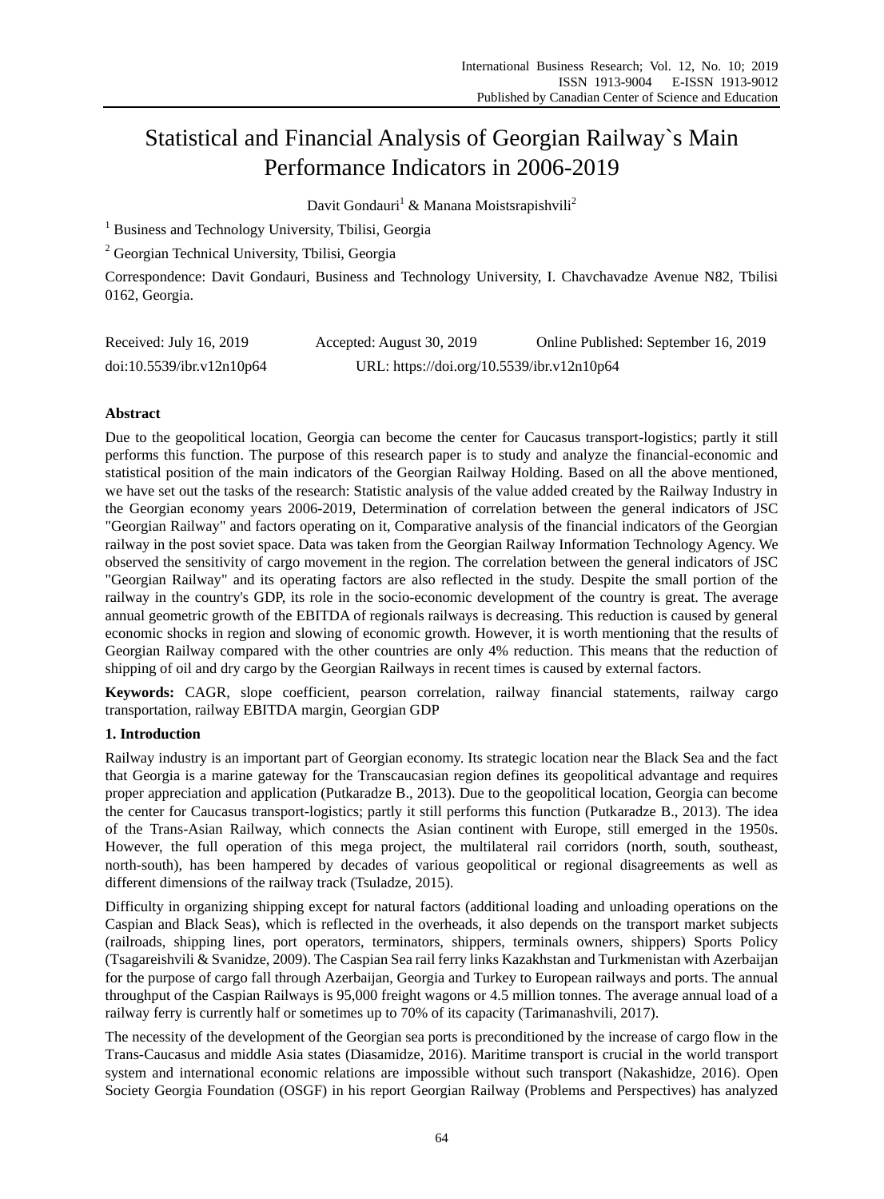# Statistical and Financial Analysis of Georgian Railway`s Main Performance Indicators in 2006-2019

Davit Gondauri[1] & Manana Moistsrapishvili[2]

[1] Business and Technology University, Tbilisi, Georgia

[2] Georgian Technical University, Tbilisi, Georgia

Correspondence: Davit Gondauri, Business and Technology University, I. Chavchavadze Avenue N82, Tbilisi 0162, Georgia.

Received: July 16, 2019 Accepted: August 30, 2019 Online Published: September 16, 2019

doi:10.5539/ibr.v12n10p64 URL: https://doi.org/10.5539/ibr.v12n10p64

## Abstract

Due to the geopolitical location, Georgia can become the center for Caucasus transport-logistics; partly it still performs this function. The purpose of this research paper is to study and analyze the financial-economic and statistical position of the main indicators of the Georgian Railway Holding. Based on all the above mentioned, we have set out the tasks of the research: Statistic analysis of the value added created by the Railway Industry in the Georgian economy years 2006-2019, Determination of correlation between the general indicators of JSC "Georgian Railway" and factors operating on it, Comparative analysis of the financial indicators of the Georgian railway in the post soviet space. Data was taken from the Georgian Railway Information Technology Agency. We observed the sensitivity of cargo movement in the region. The correlation between the general indicators of JSC "Georgian Railway" and its operating factors are also reflected in the study. Despite the small portion of the railway in the country's GDP, its role in the socio-economic development of the country is great. The average annual geometric growth of the EBITDA of regionals railways is decreasing. This reduction is caused by general economic shocks in region and slowing of economic growth. However, it is worth mentioning that the results of Georgian Railway compared with the other countries are only 4% reduction. This means that the reduction of shipping of oil and dry cargo by the Georgian Railways in recent times is caused by external factors.

**Keywords:** CAGR, slope coefficient, pearson correlation, railway financial statements, railway cargo transportation, railway EBITDA margin, Georgian GDP

## 1. Introduction

Railway industry is an important part of Georgian economy. Its strategic location near the Black Sea and the fact that Georgia is a marine gateway for the Transcaucasian region defines its geopolitical advantage and requires proper appreciation and application (Putkaradze B., 2013). Due to the geopolitical location, Georgia can become the center for Caucasus transport-logistics; partly it still performs this function (Putkaradze B., 2013). The idea of the Trans-Asian Railway, which connects the Asian continent with Europe, still emerged in the 1950s. However, the full operation of this mega project, the multilateral rail corridors (north, south, southeast, north-south), has been hampered by decades of various geopolitical or regional disagreements as well as different dimensions of the railway track (Tsuladze, 2015).

Difficulty in organizing shipping except for natural factors (additional loading and unloading operations on the Caspian and Black Seas), which is reflected in the overheads, it also depends on the transport market subjects (railroads, shipping lines, port operators, terminators, shippers, terminals owners, shippers) Sports Policy (Tsagareishvili & Svanidze, 2009). The Caspian Sea rail ferry links Kazakhstan and Turkmenistan with Azerbaijan for the purpose of cargo fall through Azerbaijan, Georgia and Turkey to European railways and ports. The annual throughput of the Caspian Railways is 95,000 freight wagons or 4.5 million tonnes. The average annual load of a railway ferry is currently half or sometimes up to 70% of its capacity (Tarimanashvili, 2017).

The necessity of the development of the Georgian sea ports is preconditioned by the increase of cargo flow in the Trans-Caucasus and middle Asia states (Diasamidze, 2016). Maritime transport is crucial in the world transport system and international economic relations are impossible without such transport (Nakashidze, 2016). Open Society Georgia Foundation (OSGF) in his report Georgian Railway (Problems and Perspectives) has analyzed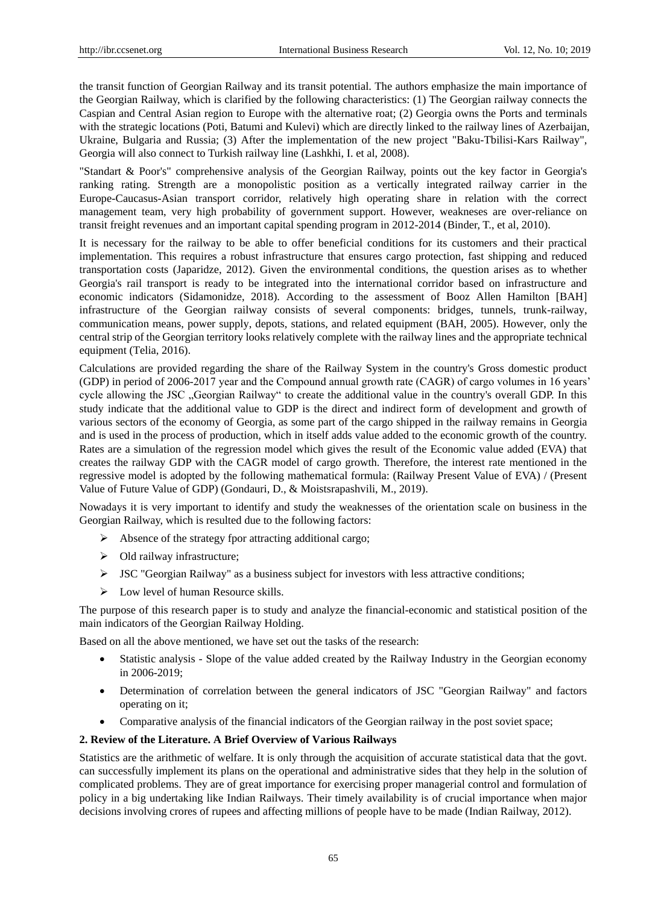the transit function of Georgian Railway and its transit potential. The authors emphasize the main importance of the Georgian Railway, which is clarified by the following characteristics: (1) The Georgian railway connects the Caspian and Central Asian region to Europe with the alternative roat; (2) Georgia owns the Ports and terminals with the strategic locations (Poti, Batumi and Kulevi) which are directly linked to the railway lines of Azerbaijan, Ukraine, Bulgaria and Russia; (3) After the implementation of the new project "Baku-Tbilisi-Kars Railway", Georgia will also connect to Turkish railway line (Lashkhi, I. et al, 2008).

"Standart & Poor's" comprehensive analysis of the Georgian Railway, points out the key factor in Georgia's ranking rating. Strength are a monopolistic position as a vertically integrated railway carrier in the Europe-Caucasus-Asian transport corridor, relatively high operating share in relation with the correct management team, very high probability of government support. However, weakneses are over-reliance on transit freight revenues and an important capital spending program in 2012-2014 (Binder, T., et al, 2010).

It is necessary for the railway to be able to offer beneficial conditions for its customers and their practical implementation. This requires a robust infrastructure that ensures cargo protection, fast shipping and reduced transportation costs (Japaridze, 2012). Given the environmental conditions, the question arises as to whether Georgia's rail transport is ready to be integrated into the international corridor based on infrastructure and economic indicators (Sidamonidze, 2018). According to the assessment of Booz Allen Hamilton [BAH] infrastructure of the Georgian railway consists of several components: bridges, tunnels, trunk-railway, communication means, power supply, depots, stations, and related equipment (BAH, 2005). However, only the central strip of the Georgian territory looks relatively complete with the railway lines and the appropriate technical equipment (Telia, 2016).

Calculations are provided regarding the share of the Railway System in the country's Gross domestic product (GDP) in period of 2006-2017 year and the Compound annual growth rate (CAGR) of cargo volumes in 16 years' cycle allowing the JSC „Georgian Railway" to create the additional value in the country's overall GDP. In this study indicate that the additional value to GDP is the direct and indirect form of development and growth of various sectors of the economy of Georgia, as some part of the cargo shipped in the railway remains in Georgia and is used in the process of production, which in itself adds value added to the economic growth of the country. Rates are a simulation of the regression model which gives the result of the Economic value added (EVA) that creates the railway GDP with the CAGR model of cargo growth. Therefore, the interest rate mentioned in the regressive model is adopted by the following mathematical formula: (Railway Present Value of EVA) / (Present Value of Future Value of GDP) (Gondauri, D., & Moistsrapashvili, M., 2019).

Nowadays it is very important to identify and study the weaknesses of the orientation scale on business in the Georgian Railway, which is resulted due to the following factors:

- Absence of the strategy fpor attracting additional cargo;
- Old railway infrastructure;
- JSC "Georgian Railway" as a business subject for investors with less attractive conditions;
- Low level of human Resource skills.

The purpose of this research paper is to study and analyze the financial-economic and statistical position of the main indicators of the Georgian Railway Holding.

Based on all the above mentioned, we have set out the tasks of the research:

- Statistic analysis - Slope of the value added created by the Railway Industry in the Georgian economy in 2006-2019;
- Determination of correlation between the general indicators of JSC "Georgian Railway" and factors operating on it;
- Comparative analysis of the financial indicators of the Georgian railway in the post soviet space;

**2. Review of the Literature. A Brief Overview of Various Railways**

Statistics are the arithmetic of welfare. It is only through the acquisition of accurate statistical data that the govt. can successfully implement its plans on the operational and administrative sides that they help in the solution of complicated problems. They are of great importance for exercising proper managerial control and formulation of policy in a big undertaking like Indian Railways. Their timely availability is of crucial importance when major decisions involving crores of rupees and affecting millions of people have to be made (Indian Railway, 2012).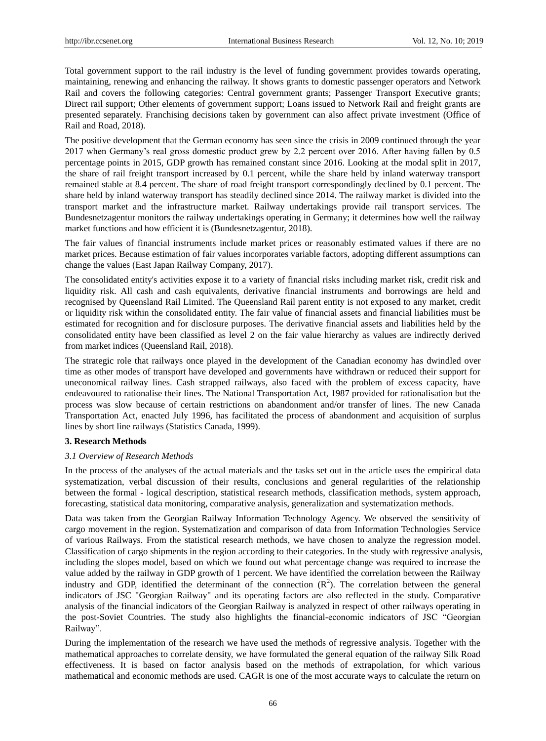Total government support to the rail industry is the level of funding government provides towards operating, maintaining, renewing and enhancing the railway. It shows grants to domestic passenger operators and Network Rail and covers the following categories: Central government grants; Passenger Transport Executive grants; Direct rail support; Other elements of government support; Loans issued to Network Rail and freight grants are presented separately. Franchising decisions taken by government can also affect private investment (Office of Rail and Road, 2018).

The positive development that the German economy has seen since the crisis in 2009 continued through the year 2017 when Germany's real gross domestic product grew by 2.2 percent over 2016. After having fallen by 0.5 percentage points in 2015, GDP growth has remained constant since 2016. Looking at the modal split in 2017, the share of rail freight transport increased by 0.1 percent, while the share held by inland waterway transport remained stable at 8.4 percent. The share of road freight transport correspondingly declined by 0.1 percent. The share held by inland waterway transport has steadily declined since 2014. The railway market is divided into the transport market and the infrastructure market. Railway undertakings provide rail transport services. The Bundesnetzagentur monitors the railway undertakings operating in Germany; it determines how well the railway market functions and how efficient it is (Bundesnetzagentur, 2018).

The fair values of financial instruments include market prices or reasonably estimated values if there are no market prices. Because estimation of fair values incorporates variable factors, adopting different assumptions can change the values (East Japan Railway Company, 2017).

The consolidated entity's activities expose it to a variety of financial risks including market risk, credit risk and liquidity risk. All cash and cash equivalents, derivative financial instruments and borrowings are held and recognised by Queensland Rail Limited. The Queensland Rail parent entity is not exposed to any market, credit or liquidity risk within the consolidated entity. The fair value of financial assets and financial liabilities must be estimated for recognition and for disclosure purposes. The derivative financial assets and liabilities held by the consolidated entity have been classified as level 2 on the fair value hierarchy as values are indirectly derived from market indices (Queensland Rail, 2018).

The strategic role that railways once played in the development of the Canadian economy has dwindled over time as other modes of transport have developed and governments have withdrawn or reduced their support for uneconomical railway lines. Cash strapped railways, also faced with the problem of excess capacity, have endeavoured to rationalise their lines. The National Transportation Act, 1987 provided for rationalisation but the process was slow because of certain restrictions on abandonment and/or transfer of lines. The new Canada Transportation Act, enacted July 1996, has facilitated the process of abandonment and acquisition of surplus lines by short line railways (Statistics Canada, 1999).

## 3. Research Methods

### *3.1 Overview of Research Methods*

In the process of the analyses of the actual materials and the tasks set out in the article uses the empirical data systematization, verbal discussion of their results, conclusions and general regularities of the relationship between the formal - logical description, statistical research methods, classification methods, system approach, forecasting, statistical data monitoring, comparative analysis, generalization and systematization methods.

Data was taken from the Georgian Railway Information Technology Agency. We observed the sensitivity of cargo movement in the region. Systematization and comparison of data from Information Technologies Service of various Railways. From the statistical research methods, we have chosen to analyze the regression model. Classification of cargo shipments in the region according to their categories. In the study with regressive analysis, including the slopes model, based on which we found out what percentage change was required to increase the value added by the railway in GDP growth of 1 percent. We have identified the correlation between the Railway industry and GDP, identified the determinant of the connection ($R^2$). The correlation between the general indicators of JSC "Georgian Railway" and its operating factors are also reflected in the study. Comparative analysis of the financial indicators of the Georgian Railway is analyzed in respect of other railways operating in the post-Soviet Countries. The study also highlights the financial-economic indicators of JSC "Georgian Railway".

During the implementation of the research we have used the methods of regressive analysis. Together with the mathematical approaches to correlate density, we have formulated the general equation of the railway Silk Road effectiveness. It is based on factor analysis based on the methods of extrapolation, for which various mathematical and economic methods are used. CAGR is one of the most accurate ways to calculate the return on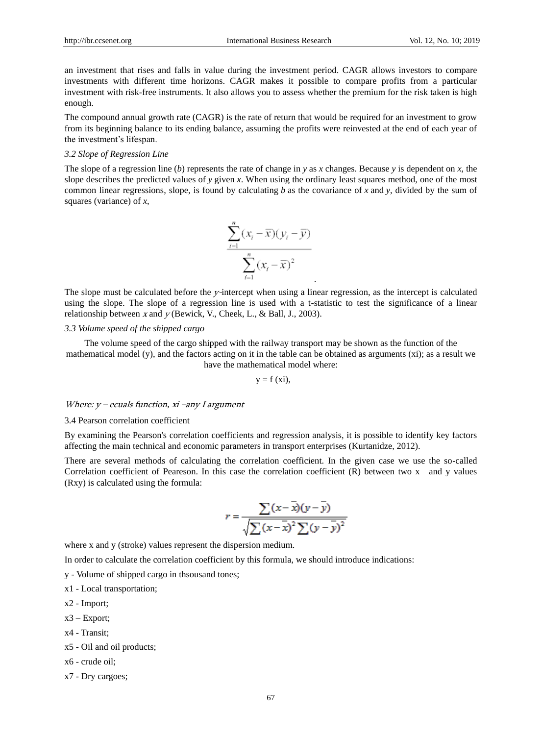an investment that rises and falls in value during the investment period. CAGR allows investors to compare investments with different time horizons. CAGR makes it possible to compare profits from a particular investment with risk-free instruments. It also allows you to assess whether the premium for the risk taken is high enough.

The compound annual growth rate (CAGR) is the rate of return that would be required for an investment to grow from its beginning balance to its ending balance, assuming the profits were reinvested at the end of each year of the investment's lifespan.

*3.2 Slope of Regression Line*

The slope of a regression line (*b*) represents the rate of change in *y* as *x* changes. Because *y* is dependent on *x*, the slope describes the predicted values of *y* given *x*. When using the ordinary least squares method, one of the most common linear regressions, slope, is found by calculating *b* as the covariance of *x* and *y*, divided by the sum of squares (variance) of *x*,

$$\frac{\sum_{i=1}^{n}(x_i - \overline{x})(y_i - \overline{y})}{\sum_{i=1}^{n}(x_i - \overline{x})^2}.$$

The slope must be calculated before the *y*-intercept when using a linear regression, as the intercept is calculated using the slope. The slope of a regression line is used with a t-statistic to test the significance of a linear relationship between *x* and *y* (Bewick, V., Cheek, L., & Ball, J., 2003).

*3.3 Volume speed of the shipped cargo*

The volume speed of the cargo shipped with the railway transport may be shown as the function of the mathematical model (y), and the factors acting on it in the table can be obtained as arguments (xi); as a result we have the mathematical model where:

$$y = f(x_i),$$

*Where: y – ecuals function, xi –any I argument*

3.4 Pearson correlation coefficient

By examining the Pearson's correlation coefficients and regression analysis, it is possible to identify key factors affecting the main technical and economic parameters in transport enterprises (Kurtanidze, 2012).

There are several methods of calculating the correlation coefficient. In the given case we use the so-called Correlation coefficient of Peareson. In this case the correlation coefficient (R) between two x and y values (Rxy) is calculated using the formula:

$$r = \frac{\sum(x - \overline{x})(y - \overline{y})}{\sqrt{\sum(x - \overline{x})^2 \sum(y - \overline{y})^2}}$$

where x and y (stroke) values represent the dispersion medium.

In order to calculate the correlation coefficient by this formula, we should introduce indications:

y - Volume of shipped cargo in thsousand tones;

x1 - Local transportation;

x2 - Import;

x3 – Export;

x4 - Transit;

x5 - Oil and oil products;

x6 - crude oil;

x7 - Dry cargoes;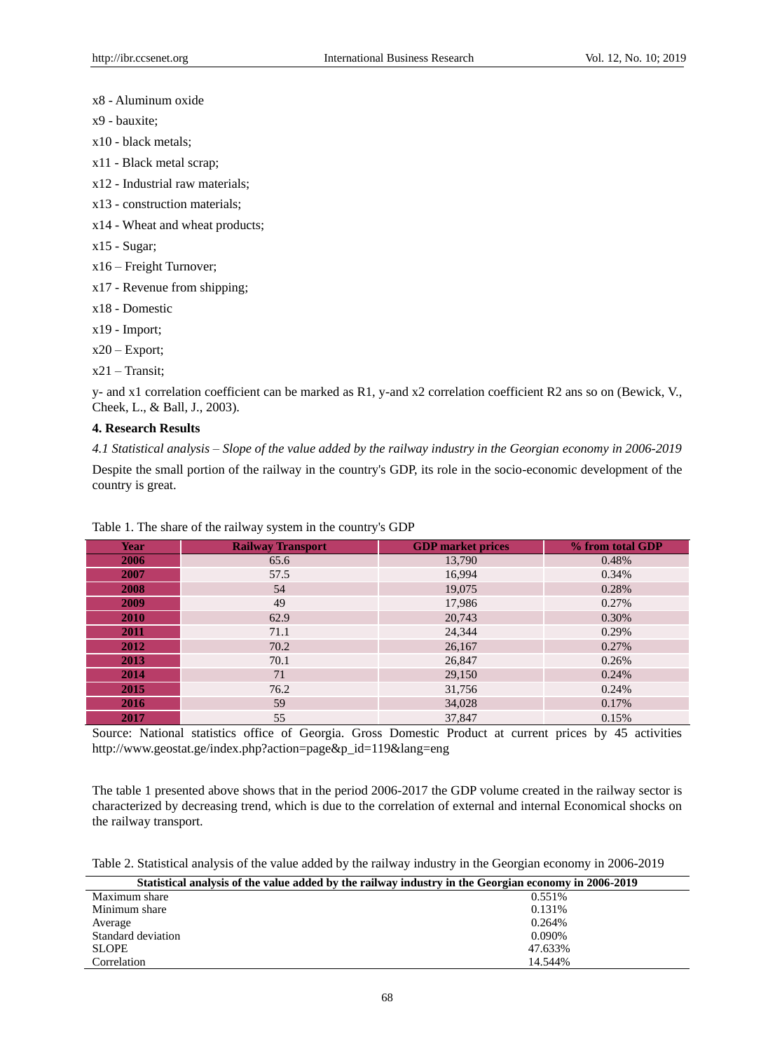x8 - Aluminum oxide

x9 - bauxite;

x10 - black metals;

x11 - Black metal scrap;

x12 - Industrial raw materials;

x13 - construction materials;

x14 - Wheat and wheat products;

x15 - Sugar;

x16 – Freight Turnover;

x17 - Revenue from shipping;

x18 - Domestic

x19 - Import;

x20 – Export;

x21 – Transit;

y- and x1 correlation coefficient can be marked as R1, y-and x2 correlation coefficient R2 ans so on (Bewick, V., Cheek, L., & Ball, J., 2003).

## 4. Research Results

### *4.1 Statistical analysis – Slope of the value added by the railway industry in the Georgian economy in 2006-2019*

Despite the small portion of the railway in the country's GDP, its role in the socio-economic development of the country is great.

Table 1. The share of the railway system in the country's GDP

| Year | Railway Transport | GDP market prices | % from total GDP |
|---|---|---|---|
| 2006 | 65.6 | 13,790 | 0.48% |
| 2007 | 57.5 | 16,994 | 0.34% |
| 2008 | 54 | 19,075 | 0.28% |
| 2009 | 49 | 17,986 | 0.27% |
| 2010 | 62.9 | 20,743 | 0.30% |
| 2011 | 71.1 | 24,344 | 0.29% |
| 2012 | 70.2 | 26,167 | 0.27% |
| 2013 | 70.1 | 26,847 | 0.26% |
| 2014 | 71 | 29,150 | 0.24% |
| 2015 | 76.2 | 31,756 | 0.24% |
| 2016 | 59 | 34,028 | 0.17% |
| 2017 | 55 | 37,847 | 0.15% |

Source: National statistics office of Georgia. Gross Domestic Product at current prices by 45 activities http://www.geostat.ge/index.php?action=page&p_id=119&lang=eng

The table 1 presented above shows that in the period 2006-2017 the GDP volume created in the railway sector is characterized by decreasing trend, which is due to the correlation of external and internal Economical shocks on the railway transport.

Table 2. Statistical analysis of the value added by the railway industry in the Georgian economy in 2006-2019

| Statistical analysis of the value added by the railway industry in the Georgian economy in 2006-2019 | |
|---|---|
| Maximum share | 0.551% |
| Minimum share | 0.131% |
| Average | 0.264% |
| Standard deviation | 0.090% |
| SLOPE | 47.633% |
| Correlation | 14.544% |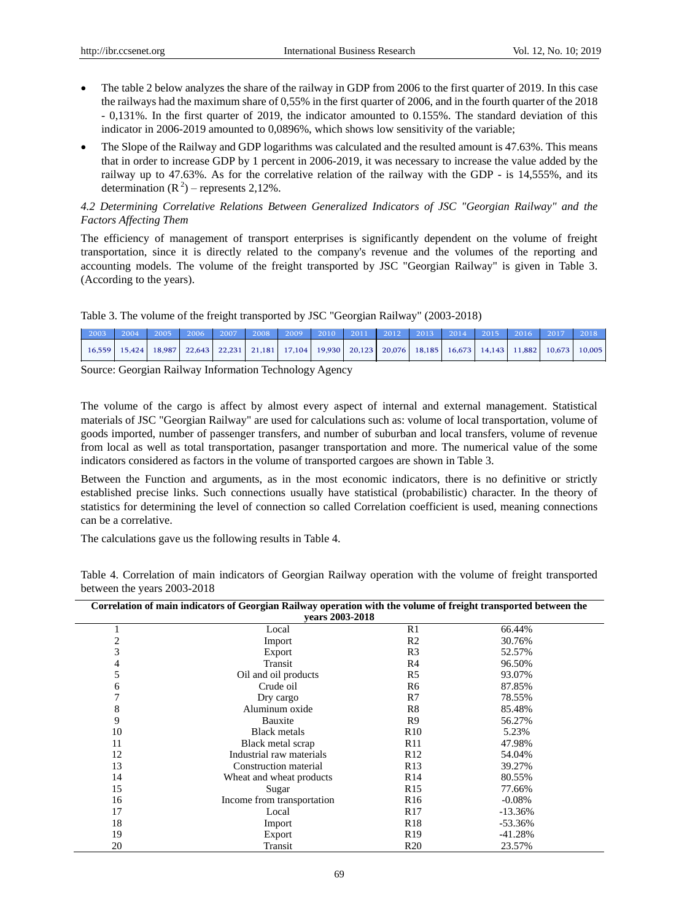- The table 2 below analyzes the share of the railway in GDP from 2006 to the first quarter of 2019. In this case the railways had the maximum share of 0,55% in the first quarter of 2006, and in the fourth quarter of the 2018 - 0,131%. In the first quarter of 2019, the indicator amounted to 0.155%. The standard deviation of this indicator in 2006-2019 amounted to 0,0896%, which shows low sensitivity of the variable;
- The Slope of the Railway and GDP logarithms was calculated and the resulted amount is 47.63%. This means that in order to increase GDP by 1 percent in 2006-2019, it was necessary to increase the value added by the railway up to 47.63%. As for the correlative relation of the railway with the GDP - is 14,555%, and its determination ($R^2$) – represents 2,12%.

*4.2 Determining Correlative Relations Between Generalized Indicators of JSC "Georgian Railway" and the Factors Affecting Them*

The efficiency of management of transport enterprises is significantly dependent on the volume of freight transportation, since it is directly related to the company's revenue and the volumes of the reporting and accounting models. The volume of the freight transported by JSC "Georgian Railway" is given in Table 3. (According to the years).

Table 3. The volume of the freight transported by JSC "Georgian Railway" (2003-2018)

| 2003 | 2004 | 2005 | 2006 | 2007 | 2008 | 2009 | 2010 | 2011 | 2012 | 2013 | 2014 | 2015 | 2016 | 2017 | 2018 |
|---|---|---|---|---|---|---|---|---|---|---|---|---|---|---|---|
| 16,559 | 15,424 | 18,987 | 22,643 | 22,231 | 21,181 | 17,104 | 19,930 | 20,123 | 20,076 | 18,185 | 16,673 | 14,143 | 11,882 | 10,673 | 10,005 |

Source: Georgian Railway Information Technology Agency

The volume of the cargo is affect by almost every aspect of internal and external management. Statistical materials of JSC "Georgian Railway" are used for calculations such as: volume of local transportation, volume of goods imported, number of passenger transfers, and number of suburban and local transfers, volume of revenue from local as well as total transportation, pasanger transportation and more. The numerical value of the some indicators considered as factors in the volume of transported cargoes are shown in Table 3.

Between the Function and arguments, as in the most economic indicators, there is no definitive or strictly established precise links. Such connections usually have statistical (probabilistic) character. In the theory of statistics for determining the level of connection so called Correlation coefficient is used, meaning connections can be a correlative.

The calculations gave us the following results in Table 4.

Table 4. Correlation of main indicators of Georgian Railway operation with the volume of freight transported between the years 2003-2018

| **Correlation of main indicators of Georgian Railway operation with the volume of freight transported between the years 2003-2018** | | | |
|---|---|---|---|
| 1 | Local | R1 | 66.44% |
| 2 | Import | R2 | 30.76% |
| 3 | Export | R3 | 52.57% |
| 4 | Transit | R4 | 96.50% |
| 5 | Oil and oil products | R5 | 93.07% |
| 6 | Crude oil | R6 | 87.85% |
| 7 | Dry cargo | R7 | 78.55% |
| 8 | Aluminum oxide | R8 | 85.48% |
| 9 | Bauxite | R9 | 56.27% |
| 10 | Black metals | R10 | 5.23% |
| 11 | Black metal scrap | R11 | 47.98% |
| 12 | Industrial raw materials | R12 | 54.04% |
| 13 | Construction material | R13 | 39.27% |
| 14 | Wheat and wheat products | R14 | 80.55% |
| 15 | Sugar | R15 | 77.66% |
| 16 | Income from transportation | R16 | -0.08% |
| 17 | Local | R17 | -13.36% |
| 18 | Import | R18 | -53.36% |
| 19 | Export | R19 | -41.28% |
| 20 | Transit | R20 | 23.57% |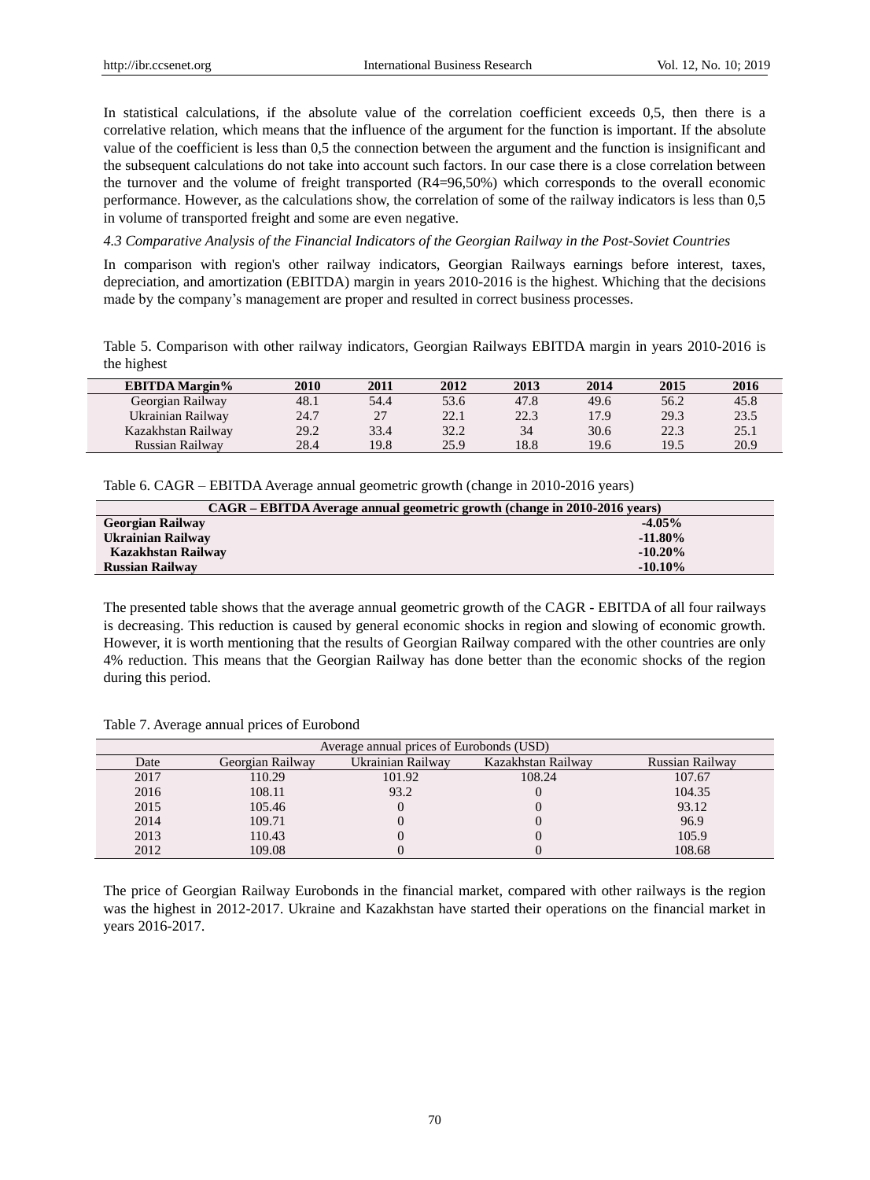In statistical calculations, if the absolute value of the correlation coefficient exceeds 0,5, then there is a correlative relation, which means that the influence of the argument for the function is important. If the absolute value of the coefficient is less than 0,5 the connection between the argument and the function is insignificant and the subsequent calculations do not take into account such factors. In our case there is a close correlation between the turnover and the volume of freight transported (R4=96,50%) which corresponds to the overall economic performance. However, as the calculations show, the correlation of some of the railway indicators is less than 0,5 in volume of transported freight and some are even negative.

### *4.3 Comparative Analysis of the Financial Indicators of the Georgian Railway in the Post-Soviet Countries*

In comparison with region's other railway indicators, Georgian Railways earnings before interest, taxes, depreciation, and amortization (EBITDA) margin in years 2010-2016 is the highest. Whiching that the decisions made by the company's management are proper and resulted in correct business processes.

Table 5. Comparison with other railway indicators, Georgian Railways EBITDA margin in years 2010-2016 is the highest

| **EBITDA Margin%** | **2010** | **2011** | **2012** | **2013** | **2014** | **2015** | **2016** |
|---|---|---|---|---|---|---|---|
| Georgian Railway | 48.1 | 54.4 | 53.6 | 47.8 | 49.6 | 56.2 | 45.8 |
| Ukrainian Railway | 24.7 | 27 | 22.1 | 22.3 | 17.9 | 29.3 | 23.5 |
| Kazakhstan Railway | 29.2 | 33.4 | 32.2 | 34 | 30.6 | 22.3 | 25.1 |
| Russian Railway | 28.4 | 19.8 | 25.9 | 18.8 | 19.6 | 19.5 | 20.9 |

Table 6. CAGR – EBITDA Average annual geometric growth (change in 2010-2016 years)

| **CAGR – EBITDA Average annual geometric growth (change in 2010-2016 years)** | |
|---|---|
| **Georgian Railway** | **-4.05%** |
| **Ukrainian Railway** | **-11.80%** |
| **Kazakhstan Railway** | **-10.20%** |
| **Russian Railway** | **-10.10%** |

The presented table shows that the average annual geometric growth of the CAGR - EBITDA of all four railways is decreasing. This reduction is caused by general economic shocks in region and slowing of economic growth. However, it is worth mentioning that the results of Georgian Railway compared with the other countries are only 4% reduction. This means that the Georgian Railway has done better than the economic shocks of the region during this period.

Table 7. Average annual prices of Eurobond

| Average annual prices of Eurobonds (USD) | | | | |
|---|---|---|---|---|
| Date | Georgian Railway | Ukrainian Railway | Kazakhstan Railway | Russian Railway |
| 2017 | 110.29 | 101.92 | 108.24 | 107.67 |
| 2016 | 108.11 | 93.2 | 0 | 104.35 |
| 2015 | 105.46 | 0 | 0 | 93.12 |
| 2014 | 109.71 | 0 | 0 | 96.9 |
| 2013 | 110.43 | 0 | 0 | 105.9 |
| 2012 | 109.08 | 0 | 0 | 108.68 |

The price of Georgian Railway Eurobonds in the financial market, compared with other railways is the region was the highest in 2012-2017. Ukraine and Kazakhstan have started their operations on the financial market in years 2016-2017.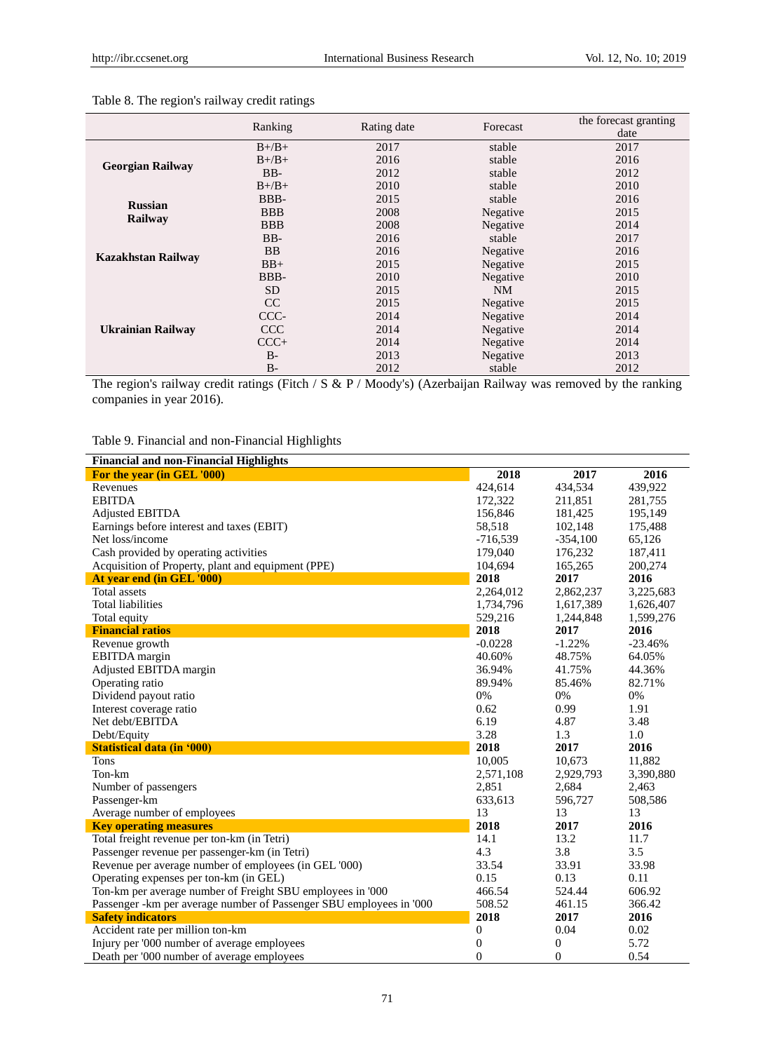Table 8. The region's railway credit ratings

| | Ranking | Rating date | Forecast | the forecast granting date |
|---|---|---|---|---|
| **Georgian Railway** | B+/B+ | 2017 | stable | 2017 |
| | B+/B+ | 2016 | stable | 2016 |
| | BB- | 2012 | stable | 2012 |
| | B+/B+ | 2010 | stable | 2010 |
| **Russian Railway** | BBB- | 2015 | stable | 2016 |
| | BBB | 2008 | Negative | 2015 |
| | BBB | 2008 | Negative | 2014 |
| **Kazakhstan Railway** | BB- | 2016 | stable | 2017 |
| | BB | 2016 | Negative | 2016 |
| | BB+ | 2015 | Negative | 2015 |
| | BBB- | 2010 | Negative | 2010 |
| **Ukrainian Railway** | SD | 2015 | NM | 2015 |
| | CC | 2015 | Negative | 2015 |
| | CCC- | 2014 | Negative | 2014 |
| | CCC | 2014 | Negative | 2014 |
| | CCC+ | 2014 | Negative | 2014 |
| | B- | 2013 | Negative | 2013 |
| | B- | 2012 | stable | 2012 |

The region's railway credit ratings (Fitch / S & P / Moody's) (Azerbaijan Railway was removed by the ranking companies in year 2016).

Table 9. Financial and non-Financial Highlights

| **Financial and non-Financial Highlights** | | | |
|---|---|---|---|
| **For the year (in GEL '000)** | **2018** | **2017** | **2016** |
| Revenues | 424,614 | 434,534 | 439,922 |
| EBITDA | 172,322 | 211,851 | 281,755 |
| Adjusted EBITDA | 156,846 | 181,425 | 195,149 |
| Earnings before interest and taxes (EBIT) | 58,518 | 102,148 | 175,488 |
| Net loss/income | -716,539 | -354,100 | 65,126 |
| Cash provided by operating activities | 179,040 | 176,232 | 187,411 |
| Acquisition of Property, plant and equipment (PPE) | 104,694 | 165,265 | 200,274 |
| **At year end (in GEL '000)** | **2018** | **2017** | **2016** |
| Total assets | 2,264,012 | 2,862,237 | 3,225,683 |
| Total liabilities | 1,734,796 | 1,617,389 | 1,626,407 |
| Total equity | 529,216 | 1,244,848 | 1,599,276 |
| **Financial ratios** | **2018** | **2017** | **2016** |
| Revenue growth | -0.0228 | -1.22% | -23.46% |
| EBITDA margin | 40.60% | 48.75% | 64.05% |
| Adjusted EBITDA margin | 36.94% | 41.75% | 44.36% |
| Operating ratio | 89.94% | 85.46% | 82.71% |
| Dividend payout ratio | 0% | 0% | 0% |
| Interest coverage ratio | 0.62 | 0.99 | 1.91 |
| Net debt/EBITDA | 6.19 | 4.87 | 3.48 |
| Debt/Equity | 3.28 | 1.3 | 1.0 |
| **Statistical data (in '000)** | **2018** | **2017** | **2016** |
| Tons | 10,005 | 10,673 | 11,882 |
| Ton-km | 2,571,108 | 2,929,793 | 3,390,880 |
| Number of passengers | 2,851 | 2,684 | 2,463 |
| Passenger-km | 633,613 | 596,727 | 508,586 |
| Average number of employees | 13 | 13 | 13 |
| **Key operating measures** | **2018** | **2017** | **2016** |
| Total freight revenue per ton-km (in Tetri) | 14.1 | 13.2 | 11.7 |
| Passenger revenue per passenger-km (in Tetri) | 4.3 | 3.8 | 3.5 |
| Revenue per average number of employees (in GEL '000) | 33.54 | 33.91 | 33.98 |
| Operating expenses per ton-km (in GEL) | 0.15 | 0.13 | 0.11 |
| Ton-km per average number of Freight SBU employees in '000 | 466.54 | 524.44 | 606.92 |
| Passenger -km per average number of Passenger SBU employees in '000 | 508.52 | 461.15 | 366.42 |
| **Safety indicators** | **2018** | **2017** | **2016** |
| Accident rate per million ton-km | 0 | 0.04 | 0.02 |
| Injury per '000 number of average employees | 0 | 0 | 5.72 |
| Death per '000 number of average employees | 0 | 0 | 0.54 |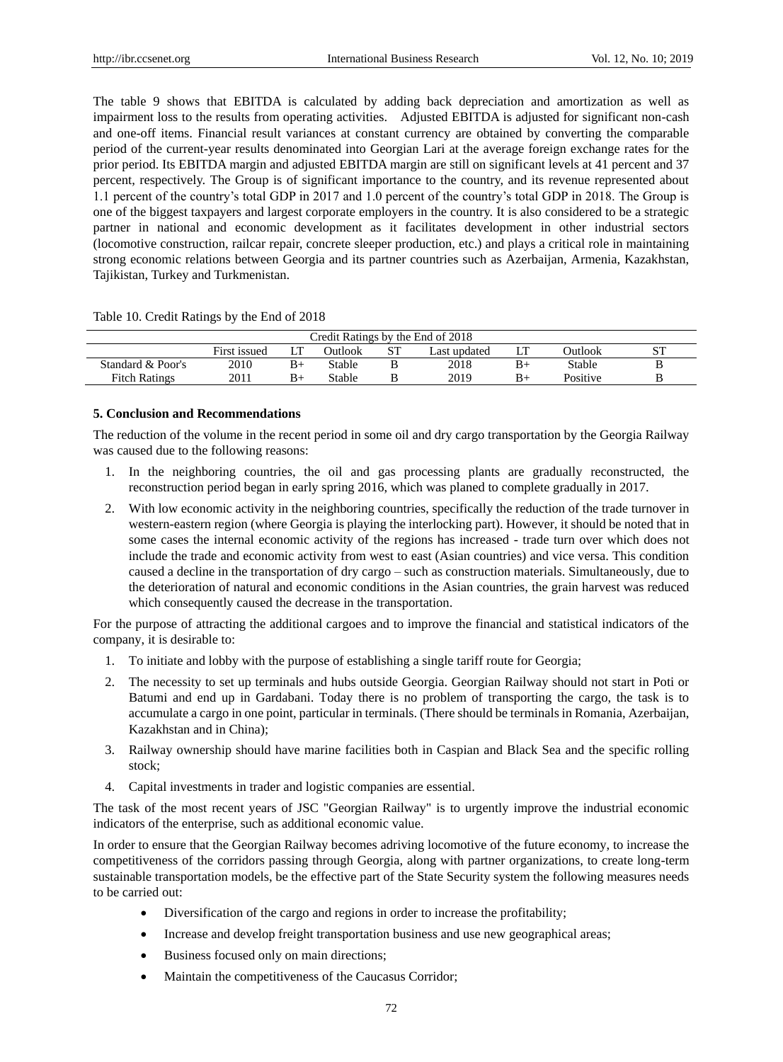The table 9 shows that EBITDA is calculated by adding back depreciation and amortization as well as impairment loss to the results from operating activities. Adjusted EBITDA is adjusted for significant non-cash and one-off items. Financial result variances at constant currency are obtained by converting the comparable period of the current-year results denominated into Georgian Lari at the average foreign exchange rates for the prior period. Its EBITDA margin and adjusted EBITDA margin are still on significant levels at 41 percent and 37 percent, respectively. The Group is of significant importance to the country, and its revenue represented about 1.1 percent of the country's total GDP in 2017 and 1.0 percent of the country's total GDP in 2018. The Group is one of the biggest taxpayers and largest corporate employers in the country. It is also considered to be a strategic partner in national and economic development as it facilitates development in other industrial sectors (locomotive construction, railcar repair, concrete sleeper production, etc.) and plays a critical role in maintaining strong economic relations between Georgia and its partner countries such as Azerbaijan, Armenia, Kazakhstan, Tajikistan, Turkey and Turkmenistan.

Table 10. Credit Ratings by the End of 2018

| Credit Ratings by the End of 2018 | | | | | | | | |
|---|---|---|---|---|---|---|---|---|
| | First issued | LT | Outlook | ST | Last updated | LT | Outlook | ST |
| Standard & Poor's | 2010 | B+ | Stable | B | 2018 | B+ | Stable | B |
| Fitch Ratings | 2011 | B+ | Stable | B | 2019 | B+ | Positive | B |

## 5. Conclusion and Recommendations

The reduction of the volume in the recent period in some oil and dry cargo transportation by the Georgia Railway was caused due to the following reasons:

1. In the neighboring countries, the oil and gas processing plants are gradually reconstructed, the reconstruction period began in early spring 2016, which was planed to complete gradually in 2017.
2. With low economic activity in the neighboring countries, specifically the reduction of the trade turnover in western-eastern region (where Georgia is playing the interlocking part). However, it should be noted that in some cases the internal economic activity of the regions has increased - trade turn over which does not include the trade and economic activity from west to east (Asian countries) and vice versa. This condition caused a decline in the transportation of dry cargo – such as construction materials. Simultaneously, due to the deterioration of natural and economic conditions in the Asian countries, the grain harvest was reduced which consequently caused the decrease in the transportation.

For the purpose of attracting the additional cargoes and to improve the financial and statistical indicators of the company, it is desirable to:

1. To initiate and lobby with the purpose of establishing a single tariff route for Georgia;
2. The necessity to set up terminals and hubs outside Georgia. Georgian Railway should not start in Poti or Batumi and end up in Gardabani. Today there is no problem of transporting the cargo, the task is to accumulate a cargo in one point, particular in terminals. (There should be terminals in Romania, Azerbaijan, Kazakhstan and in China);
3. Railway ownership should have marine facilities both in Caspian and Black Sea and the specific rolling stock;
4. Capital investments in trader and logistic companies are essential.

The task of the most recent years of JSC "Georgian Railway" is to urgently improve the industrial economic indicators of the enterprise, such as additional economic value.

In order to ensure that the Georgian Railway becomes adriving locomotive of the future economy, to increase the competitiveness of the corridors passing through Georgia, along with partner organizations, to create long-term sustainable transportation models, be the effective part of the State Security system the following measures needs to be carried out:

- Diversification of the cargo and regions in order to increase the profitability;
- Increase and develop freight transportation business and use new geographical areas;
- Business focused only on main directions;
- Maintain the competitiveness of the Caucasus Corridor;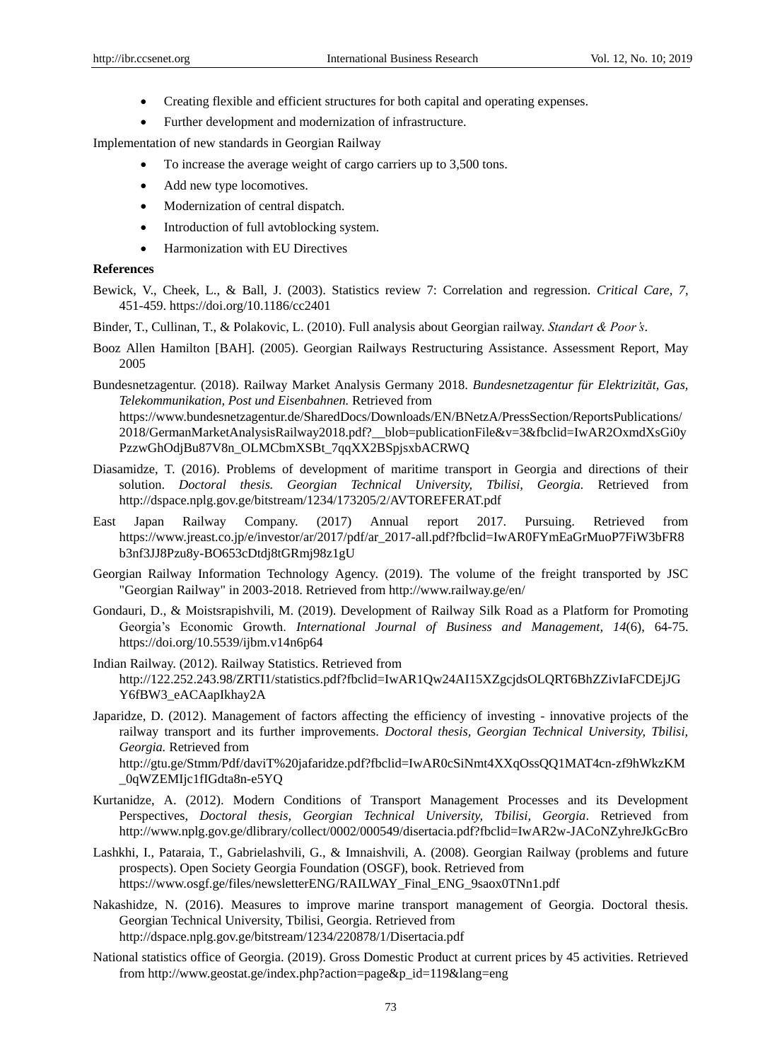- Creating flexible and efficient structures for both capital and operating expenses.
- Further development and modernization of infrastructure.

Implementation of new standards in Georgian Railway

- To increase the average weight of cargo carriers up to 3,500 tons.
- Add new type locomotives.
- Modernization of central dispatch.
- Introduction of full avtoblocking system.
- Harmonization with EU Directives

**References**

Bewick, V., Cheek, L., & Ball, J. (2003). Statistics review 7: Correlation and regression. *Critical Care, 7,* 451-459. https://doi.org/10.1186/cc2401

Binder, T., Cullinan, T., & Polakovic, L. (2010). Full analysis about Georgian railway. *Standart & Poor's*.

Booz Allen Hamilton [BAH]. (2005). Georgian Railways Restructuring Assistance. Assessment Report, May 2005

Bundesnetzagentur. (2018). Railway Market Analysis Germany 2018. *Bundesnetzagentur für Elektrizität, Gas, Telekommunikation, Post und Eisenbahnen.* Retrieved from https://www.bundesnetzagentur.de/SharedDocs/Downloads/EN/BNetzA/PressSection/ReportsPublications/2018/GermanMarketAnalysisRailway2018.pdf?__blob=publicationFile&v=3&fbclid=IwAR2OxmdXsGi0yPzzwGhOdjBu87V8n_OLMCbmXSBt_7qqXX2BSpjsxbACRWQ

Diasamidze, T. (2016). Problems of development of maritime transport in Georgia and directions of their solution. *Doctoral thesis. Georgian Technical University, Tbilisi, Georgia.* Retrieved from http://dspace.nplg.gov.ge/bitstream/1234/173205/2/AVTOREFERAT.pdf

East Japan Railway Company. (2017) Annual report 2017. Pursuing. Retrieved from https://www.jreast.co.jp/e/investor/ar/2017/pdf/ar_2017-all.pdf?fbclid=IwAR0FYmEaGrMuoP7FiW3bFR8b3nf3JJ8Pzu8y-BO653cDtdj8tGRmj98z1gU

Georgian Railway Information Technology Agency. (2019). The volume of the freight transported by JSC "Georgian Railway" in 2003-2018. Retrieved from http://www.railway.ge/en/

Gondauri, D., & Moistsrapishvili, M. (2019). Development of Railway Silk Road as a Platform for Promoting Georgia's Economic Growth. *International Journal of Business and Management, 14*(6), 64-75. https://doi.org/10.5539/ijbm.v14n6p64

Indian Railway. (2012). Railway Statistics. Retrieved from http://122.252.243.98/ZRTI1/statistics.pdf?fbclid=IwAR1Qw24AI15XZgcjdsOLQRT6BhZZivIaFCDEjJGY6fBW3_eACAapIkhay2A

Japaridze, D. (2012). Management of factors affecting the efficiency of investing - innovative projects of the railway transport and its further improvements. *Doctoral thesis, Georgian Technical University, Tbilisi, Georgia.* Retrieved from http://gtu.ge/Stmm/Pdf/daviT%20jafaridze.pdf?fbclid=IwAR0cSiNmt4XXqOssQQ1MAT4cn-zf9hWkzKM_0qWZEMIjc1fIGdta8n-e5YQ

Kurtanidze, A. (2012). Modern Conditions of Transport Management Processes and its Development Perspectives, *Doctoral thesis, Georgian Technical University, Tbilisi, Georgia*. Retrieved from http://www.nplg.gov.ge/dlibrary/collect/0002/000549/disertacia.pdf?fbclid=IwAR2w-JACoNZyhreJkGcBro

Lashkhi, I., Pataraia, T., Gabrielashvili, G., & Imnaishvili, A. (2008). Georgian Railway (problems and future prospects). Open Society Georgia Foundation (OSGF), book. Retrieved from https://www.osgf.ge/files/newsletterENG/RAILWAY_Final_ENG_9saox0TNn1.pdf

Nakashidze, N. (2016). Measures to improve marine transport management of Georgia. Doctoral thesis. Georgian Technical University, Tbilisi, Georgia. Retrieved from http://dspace.nplg.gov.ge/bitstream/1234/220878/1/Disertacia.pdf

National statistics office of Georgia. (2019). Gross Domestic Product at current prices by 45 activities. Retrieved from http://www.geostat.ge/index.php?action=page&p_id=119&lang=eng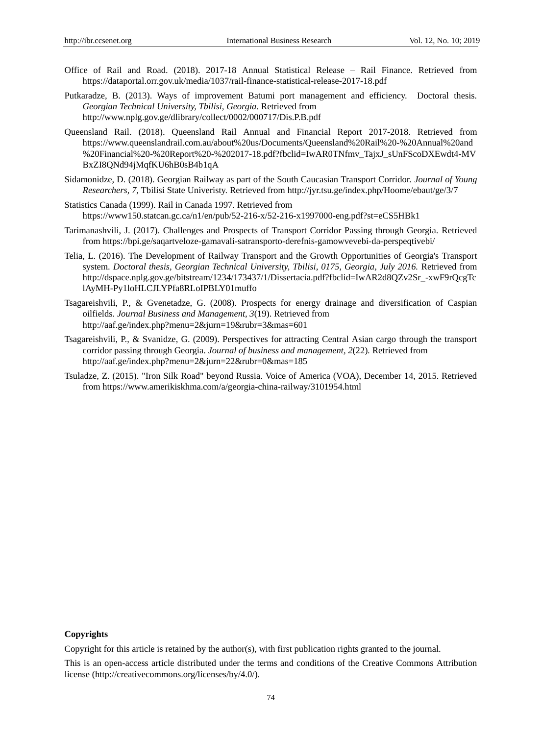Office of Rail and Road. (2018). 2017-18 Annual Statistical Release – Rail Finance. Retrieved from https://dataportal.orr.gov.uk/media/1037/rail-finance-statistical-release-2017-18.pdf

Putkaradze, B. (2013). Ways of improvement Batumi port management and efficiency. Doctoral thesis. *Georgian Technical University, Tbilisi, Georgia.* Retrieved from http://www.nplg.gov.ge/dlibrary/collect/0002/000717/Dis.P.B.pdf

Queensland Rail. (2018). Queensland Rail Annual and Financial Report 2017-2018. Retrieved from https://www.queenslandrail.com.au/about%20us/Documents/Queensland%20Rail%20-%20Annual%20and%20Financial%20-%20Report%20-%202017-18.pdf?fbclid=IwAR0TNfmv_TajxJ_sUnFScoDXEwdt4-MVBxZI8QNd94jMqfKU6hB0sB4b1qA

Sidamonidze, D. (2018). Georgian Railway as part of the South Caucasian Transport Corridor. *Journal of Young Researchers, 7,* Tbilisi State Univeristy. Retrieved from http://jyr.tsu.ge/index.php/Hoome/ebaut/ge/3/7

Statistics Canada (1999). Rail in Canada 1997. Retrieved from https://www150.statcan.gc.ca/n1/en/pub/52-216-x/52-216-x1997000-eng.pdf?st=eCS5HBk1

Tarimanashvili, J. (2017). Challenges and Prospects of Transport Corridor Passing through Georgia. Retrieved from https://bpi.ge/saqartveloze-gamavali-satransporto-derefnis-gamowvevebi-da-perspeqtivebi/

Telia, L. (2016). The Development of Railway Transport and the Growth Opportunities of Georgia's Transport system. *Doctoral thesis, Georgian Technical University, Tbilisi, 0175, Georgia, July 2016.* Retrieved from http://dspace.nplg.gov.ge/bitstream/1234/173437/1/Dissertacia.pdf?fbclid=IwAR2d8QZv2Sr_-xwF9rQcgTclAyMH-Py1loHLCJLYPfa8RLoIPBLY01muffo

Tsagareishvili, P., & Gvenetadze, G. (2008). Prospects for energy drainage and diversification of Caspian oilfields. *Journal Business and Management, 3*(19). Retrieved from http://aaf.ge/index.php?menu=2&jurn=19&rubr=3&mas=601

Tsagareishvili, P., & Svanidze, G. (2009). Perspectives for attracting Central Asian cargo through the transport corridor passing through Georgia. *Journal of business and management, 2*(22). Retrieved from http://aaf.ge/index.php?menu=2&jurn=22&rubr=0&mas=185

Tsuladze, Z. (2015). "Iron Silk Road" beyond Russia. Voice of America (VOA), December 14, 2015. Retrieved from https://www.amerikiskhma.com/a/georgia-china-railway/3101954.html

**Copyrights**

Copyright for this article is retained by the author(s), with first publication rights granted to the journal.

This is an open-access article distributed under the terms and conditions of the Creative Commons Attribution license (http://creativecommons.org/licenses/by/4.0/).